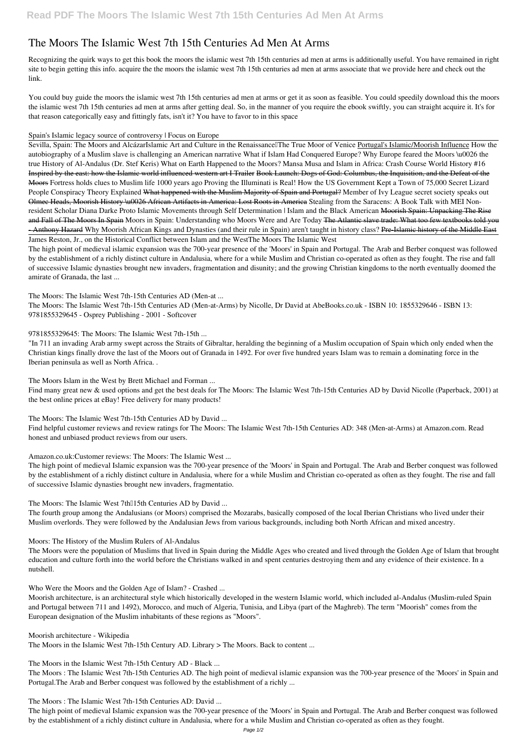# The Moors The Islamic West 7th 15th Centuries Ad Men At Arms

Recognizing the quirk ways to get this book the moors the islamic west 7th 15th centuries ad men at arms is additionally useful. You have remained in right site to begin getting this info. acquire the the moors the islamic west 7th 15th centuries ad men at arms associate that we provide here and check out the link.

You could buy guide the moors the islamic west 7th 15th centuries ad men at arms or get it as soon as feasible. You could speedily download this the moors the islamic west 7th 15th centuries ad men at arms after getting deal. So, in the manner of you require the ebook swiftly, you can straight acquire it. It's for that reason categorically easy and fittingly fats, isn't it? You have to favor to in this space

Spain's Islamic legacy source of controversy | Focus on Europe

Sevilla, Spain: The Moors and Alcázar *Islamic Art and Culture in the Renaissance—The True Moor of Venice* Portugal's Islamic/Moorish Influence *How the autobiography of a Muslim slave is challenging an American narrative* *What if Islam Had Conquered Europe?* *Why Europe feared the Moors \u0026 the true History of Al-Andalus (Dr. Stef Keris)* *What on Earth Happened to the Moors?* *Mansa Musa and Islam in Africa: Crash Course World History #16* Inspired by the east: how the Islamic world influenced western art I Trailer Book Launch: Dogs of God: Columbus, the Inquisition, and the Defeat of the Moors *Fortress holds clues to Muslim life 1000 years ago* *Proving the Illuminati is Real! How the US Government Kept a Town of 75,000 Secret* *Lizard People Conspiracy Theory Explained* What happened with the Muslim Majority of Spain and Portugal? *Member of Ivy League secret society speaks out* Olmec Heads, Moorish History \u0026 African Artifacts in America: Lost Roots in America *Stealing from the Saracens: A Book Talk with MEI Non-resident Scholar Diana Darke* *Proto Islamic Movements through Self Determination | Islam and the Black American* Moorish Spain: Unpacking The Rise and Fall of The Moors In Spain *Moors in Spain: Understanding who Moors Were and Are Today* The Atlantic slave trade: What too few textbooks told you - Anthony Hazard *Why Moorish African Kings and Dynasties (and their rule in Spain) aren't taught in history class?* Pre-Islamic history of the Middle East

James Reston, Jr., on the Historical Conflict between Islam and the West*The Moors The Islamic West*

The high point of medieval islamic expansion was the 700-year presence of the 'Moors' in Spain and Portugal. The Arab and Berber conquest was followed by the establishment of a richly distinct culture in Andalusia, where for a while Muslim and Christian co-operated as often as they fought. The rise and fall of successive Islamic dynasties brought new invaders, fragmentation and disunity; and the growing Christian kingdoms to the north eventually doomed the amirate of Granada, the last ...

*The Moors: The Islamic West 7th-15th Centuries AD (Men-at ...*

The Moors: The Islamic West 7th-15th Centuries AD (Men-at-Arms) by Nicolle, Dr David at AbeBooks.co.uk - ISBN 10: 1855329646 - ISBN 13: 9781855329645 - Osprey Publishing - 2001 - Softcover

*9781855329645: The Moors: The Islamic West 7th-15th ...*

"In 711 an invading Arab army swept across the Straits of Gibraltar, heralding the beginning of a Muslim occupation of Spain which only ended when the Christian kings finally drove the last of the Moors out of Granada in 1492. For over five hundred years Islam was to remain a dominating force in the Iberian peninsula as well as North Africa. .

*The Moors Islam in the West by Brett Michael and Forman ...*

Find many great new & used options and get the best deals for The Moors: The Islamic West 7th-15th Centuries AD by David Nicolle (Paperback, 2001) at the best online prices at eBay! Free delivery for many products!

*The Moors: The Islamic West 7th-15th Centuries AD by David ...*

Find helpful customer reviews and review ratings for The Moors: The Islamic West 7th-15th Centuries AD: 348 (Men-at-Arms) at Amazon.com. Read honest and unbiased product reviews from our users.

*Amazon.co.uk:Customer reviews: The Moors: The Islamic West ...*

The high point of medieval Islamic expansion was the 700-year presence of the 'Moors' in Spain and Portugal. The Arab and Berber conquest was followed by the establishment of a richly distinct culture in Andalusia, where for a while Muslim and Christian co-operated as often as they fought. The rise and fall of successive Islamic dynasties brought new invaders, fragmentatio.

*The Moors: The Islamic West 7th–15th Centuries AD by David ...*

The fourth group among the Andalusians (or Moors) comprised the Mozarabs, basically composed of the local Iberian Christians who lived under their Muslim overlords. They were followed by the Andalusian Jews from various backgrounds, including both North African and mixed ancestry.

*Moors: The History of the Muslim Rulers of Al-Andalus*

The Moors were the population of Muslims that lived in Spain during the Middle Ages who created and lived through the Golden Age of Islam that brought education and culture forth into the world before the Christians walked in and spent centuries destroying them and any evidence of their existence. In a nutshell.

*Who Were the Moors and the Golden Age of Islam? - Crashed ...*

Moorish architecture, is an architectural style which historically developed in the western Islamic world, which included al-Andalus (Muslim-ruled Spain and Portugal between 711 and 1492), Morocco, and much of Algeria, Tunisia, and Libya (part of the Maghreb). The term "Moorish" comes from the European designation of the Muslim inhabitants of these regions as "Moors".

*Moorish architecture - Wikipedia*

The Moors in the Islamic West 7th-15th Century AD. Library > The Moors. Back to content ...

*The Moors in the Islamic West 7th-15th Century AD - Black ...*

The Moors : The Islamic West 7th-15th Centuries AD. The high point of medieval islamic expansion was the 700-year presence of the 'Moors' in Spain and Portugal.The Arab and Berber conquest was followed by the establishment of a richly ...

*The Moors : The Islamic West 7th-15th Centuries AD: David ...*

The high point of medieval Islamic expansion was the 700-year presence of the 'Moors' in Spain and Portugal. The Arab and Berber conquest was followed by the establishment of a richly distinct culture in Andalusia, where for a while Muslim and Christian co-operated as often as they fought.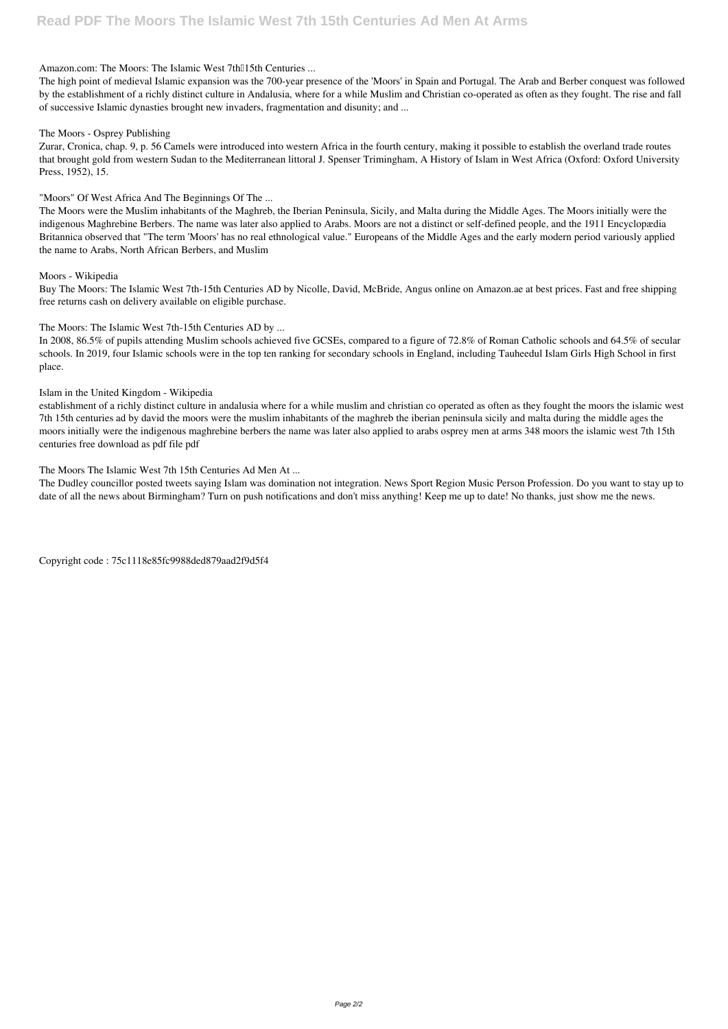Amazon.com: The Moors: The Islamic West 7th–15th Centuries ...

The high point of medieval Islamic expansion was the 700-year presence of the 'Moors' in Spain and Portugal. The Arab and Berber conquest was followed by the establishment of a richly distinct culture in Andalusia, where for a while Muslim and Christian co-operated as often as they fought. The rise and fall of successive Islamic dynasties brought new invaders, fragmentation and disunity; and ...

The Moors - Osprey Publishing

Zurar, Cronica, chap. 9, p. 56 Camels were introduced into western Africa in the fourth century, making it possible to establish the overland trade routes that brought gold from western Sudan to the Mediterranean littoral J. Spenser Trimingham, A History of Islam in West Africa (Oxford: Oxford University Press, 1952), 15.

"Moors" Of West Africa And The Beginnings Of The ...

The Moors were the Muslim inhabitants of the Maghreb, the Iberian Peninsula, Sicily, and Malta during the Middle Ages. The Moors initially were the indigenous Maghrebine Berbers. The name was later also applied to Arabs. Moors are not a distinct or self-defined people, and the 1911 Encyclopædia Britannica observed that "The term 'Moors' has no real ethnological value." Europeans of the Middle Ages and the early modern period variously applied the name to Arabs, North African Berbers, and Muslim

Moors - Wikipedia

Buy The Moors: The Islamic West 7th-15th Centuries AD by Nicolle, David, McBride, Angus online on Amazon.ae at best prices. Fast and free shipping free returns cash on delivery available on eligible purchase.

The Moors: The Islamic West 7th-15th Centuries AD by ...

In 2008, 86.5% of pupils attending Muslim schools achieved five GCSEs, compared to a figure of 72.8% of Roman Catholic schools and 64.5% of secular schools. In 2019, four Islamic schools were in the top ten ranking for secondary schools in England, including Tauheedul Islam Girls High School in first place.

Islam in the United Kingdom - Wikipedia

establishment of a richly distinct culture in andalusia where for a while muslim and christian co operated as often as they fought the moors the islamic west 7th 15th centuries ad by david the moors were the muslim inhabitants of the maghreb the iberian peninsula sicily and malta during the middle ages the moors initially were the indigenous maghrebine berbers the name was later also applied to arabs osprey men at arms 348 moors the islamic west 7th 15th centuries free download as pdf file pdf

The Moors The Islamic West 7th 15th Centuries Ad Men At ...

The Dudley councillor posted tweets saying Islam was domination not integration. News Sport Region Music Person Profession. Do you want to stay up to date of all the news about Birmingham? Turn on push notifications and don't miss anything! Keep me up to date! No thanks, just show me the news.

Copyright code : 75c1118e85fc9988ded879aad2f9d5f4